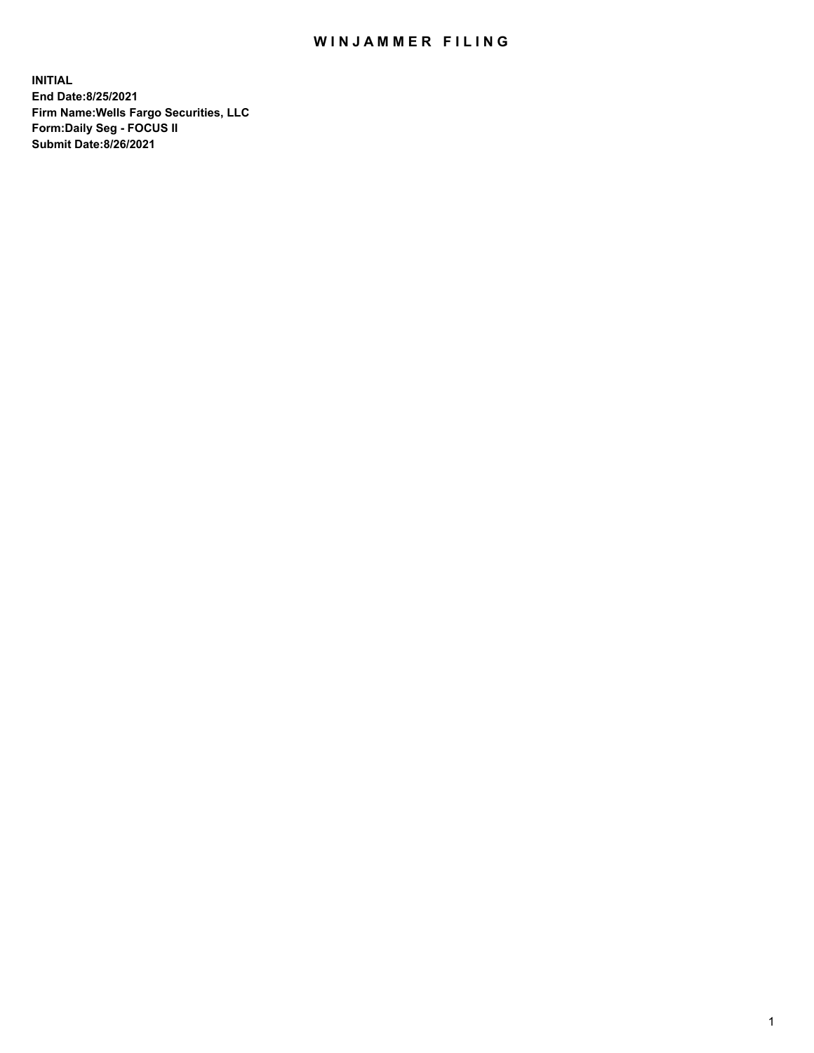# WINJAMMER FILING

**INITIAL**
**End Date:8/25/2021**
**Firm Name:Wells Fargo Securities, LLC**
**Form:Daily Seg - FOCUS II**
**Submit Date:8/26/2021**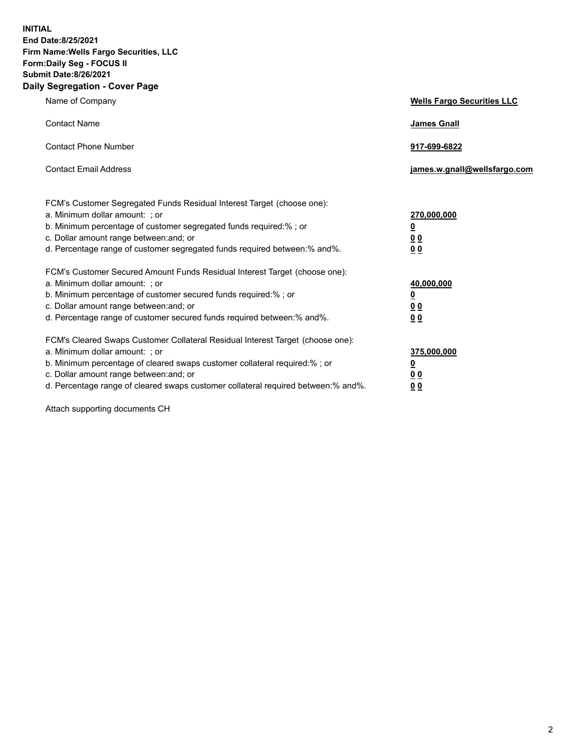**INITIAL**
**End Date:8/25/2021**
**Firm Name:Wells Fargo Securities, LLC**
**Form:Daily Seg - FOCUS II**
**Submit Date:8/26/2021**

## Daily Segregation - Cover Page

| | |
|---|---|
| Name of Company | **Wells Fargo Securities LLC** |
| Contact Name | **James Gnall** |
| Contact Phone Number | **917-699-6822** |
| Contact Email Address | **james.w.gnall@wellsfargo.com** |

FCM's Customer Segregated Funds Residual Interest Target (choose one):

| | |
|---|---|
| a. Minimum dollar amount: ; or | **270,000,000** |
| b. Minimum percentage of customer segregated funds required:% ; or | **0** |
| c. Dollar amount range between:and; or | **0 0** |
| d. Percentage range of customer segregated funds required between:% and%. | **0 0** |

FCM's Customer Secured Amount Funds Residual Interest Target (choose one):

| | |
|---|---|
| a. Minimum dollar amount: ; or | **40,000,000** |
| b. Minimum percentage of customer secured funds required:% ; or | **0** |
| c. Dollar amount range between:and; or | **0 0** |
| d. Percentage range of customer secured funds required between:% and%. | **0 0** |

FCM's Cleared Swaps Customer Collateral Residual Interest Target (choose one):

| | |
|---|---|
| a. Minimum dollar amount: ; or | **375,000,000** |
| b. Minimum percentage of cleared swaps customer collateral required:% ; or | **0** |
| c. Dollar amount range between:and; or | **0 0** |
| d. Percentage range of cleared swaps customer collateral required between:% and%. | **0 0** |

Attach supporting documents CH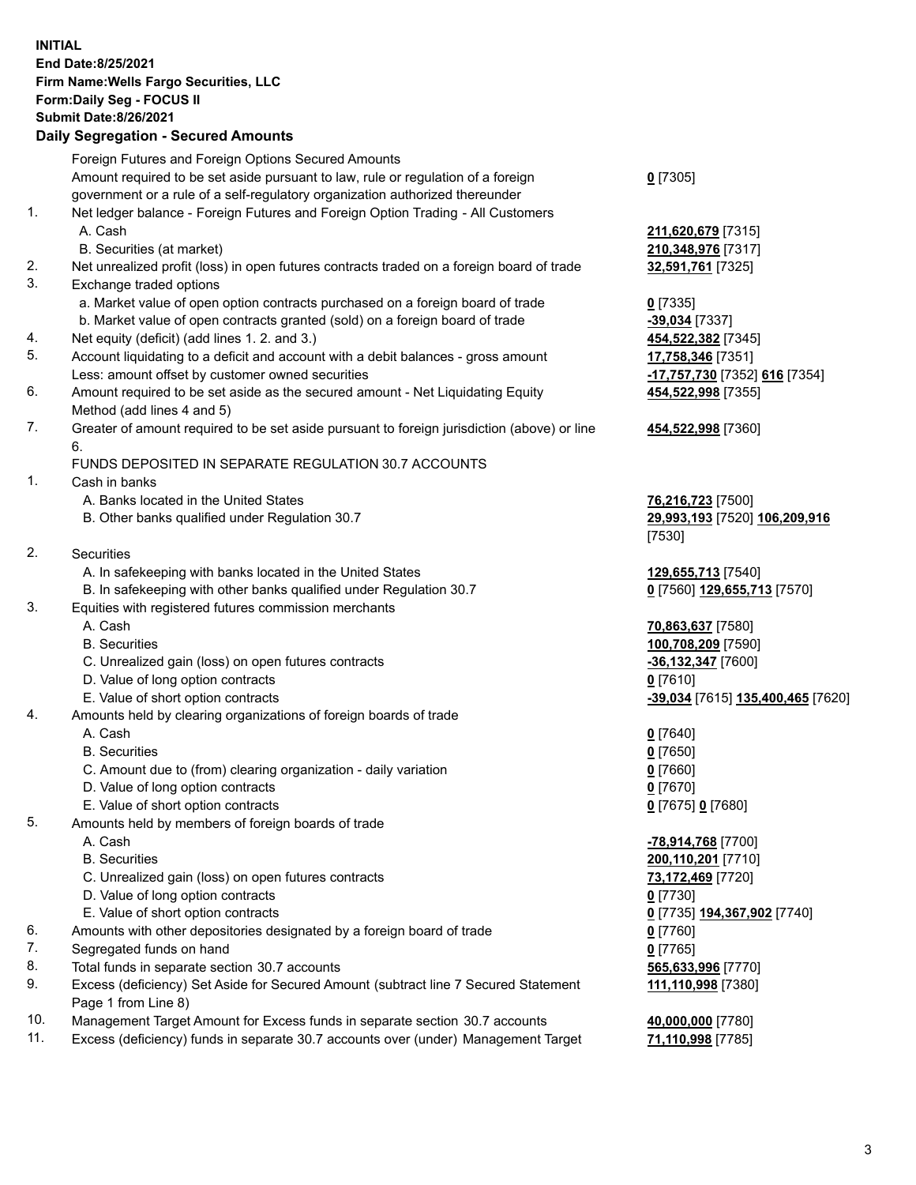**INITIAL**
**End Date:8/25/2021**
**Firm Name:Wells Fargo Securities, LLC**
**Form:Daily Seg - FOCUS II**
**Submit Date:8/26/2021**

## Daily Segregation - Secured Amounts

| | | |
|---|---|---|
| | Foreign Futures and Foreign Options Secured Amounts | |
| | Amount required to be set aside pursuant to law, rule or regulation of a foreign government or a rule of a self-regulatory organization authorized thereunder | **0** [7305] |
| 1. | Net ledger balance - Foreign Futures and Foreign Option Trading - All Customers | |
| | A. Cash | **211,620,679** [7315] |
| | B. Securities (at market) | **210,348,976** [7317] |
| 2. | Net unrealized profit (loss) in open futures contracts traded on a foreign board of trade | **32,591,761** [7325] |
| 3. | Exchange traded options | |
| | a. Market value of open option contracts purchased on a foreign board of trade | **0** [7335] |
| | b. Market value of open contracts granted (sold) on a foreign board of trade | **-39,034** [7337] |
| 4. | Net equity (deficit) (add lines 1. 2. and 3.) | **454,522,382** [7345] |
| 5. | Account liquidating to a deficit and account with a debit balances - gross amount | **17,758,346** [7351] |
| | Less: amount offset by customer owned securities | **-17,757,730** [7352] **616** [7354] |
| 6. | Amount required to be set aside as the secured amount - Net Liquidating Equity Method (add lines 4 and 5) | **454,522,998** [7355] |
| 7. | Greater of amount required to be set aside pursuant to foreign jurisdiction (above) or line 6. | **454,522,998** [7360] |
| | FUNDS DEPOSITED IN SEPARATE REGULATION 30.7 ACCOUNTS | |
| 1. | Cash in banks | |
| | A. Banks located in the United States | **76,216,723** [7500] |
| | B. Other banks qualified under Regulation 30.7 | **29,993,193** [7520] **106,209,916** [7530] |
| 2. | Securities | |
| | A. In safekeeping with banks located in the United States | **129,655,713** [7540] |
| | B. In safekeeping with other banks qualified under Regulation 30.7 | **0** [7560] **129,655,713** [7570] |
| 3. | Equities with registered futures commission merchants | |
| | A. Cash | **70,863,637** [7580] |
| | B. Securities | **100,708,209** [7590] |
| | C. Unrealized gain (loss) on open futures contracts | **-36,132,347** [7600] |
| | D. Value of long option contracts | **0** [7610] |
| | E. Value of short option contracts | **-39,034** [7615] **135,400,465** [7620] |
| 4. | Amounts held by clearing organizations of foreign boards of trade | |
| | A. Cash | **0** [7640] |
| | B. Securities | **0** [7650] |
| | C. Amount due to (from) clearing organization - daily variation | **0** [7660] |
| | D. Value of long option contracts | **0** [7670] |
| | E. Value of short option contracts | **0** [7675] **0** [7680] |
| 5. | Amounts held by members of foreign boards of trade | |
| | A. Cash | **-78,914,768** [7700] |
| | B. Securities | **200,110,201** [7710] |
| | C. Unrealized gain (loss) on open futures contracts | **73,172,469** [7720] |
| | D. Value of long option contracts | **0** [7730] |
| | E. Value of short option contracts | **0** [7735] **194,367,902** [7740] |
| 6. | Amounts with other depositories designated by a foreign board of trade | **0** [7760] |
| 7. | Segregated funds on hand | **0** [7765] |
| 8. | Total funds in separate section 30.7 accounts | **565,633,996** [7770] |
| 9. | Excess (deficiency) Set Aside for Secured Amount (subtract line 7 Secured Statement Page 1 from Line 8) | **111,110,998** [7380] |
| 10. | Management Target Amount for Excess funds in separate section 30.7 accounts | **40,000,000** [7780] |
| 11. | Excess (deficiency) funds in separate 30.7 accounts over (under) Management Target | **71,110,998** [7785] |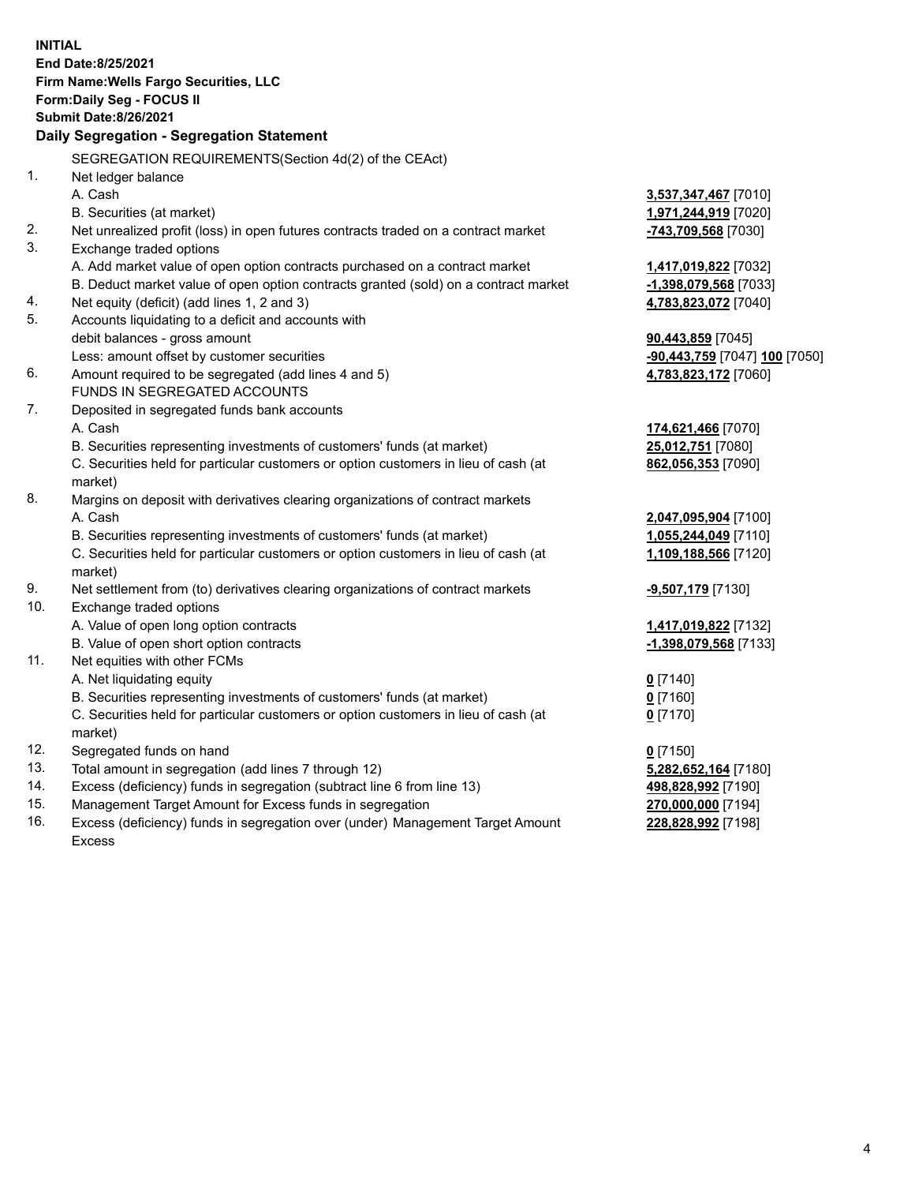**INITIAL**
**End Date:8/25/2021**
**Firm Name:Wells Fargo Securities, LLC**
**Form:Daily Seg - FOCUS II**
**Submit Date:8/26/2021**

**Daily Segregation - Segregation Statement**

SEGREGATION REQUIREMENTS(Section 4d(2) of the CEAct)

| | | |
|---|---|---|
| 1. | Net ledger balance | |
| | A. Cash | **3,537,347,467** [7010] |
| | B. Securities (at market) | **1,971,244,919** [7020] |
| 2. | Net unrealized profit (loss) in open futures contracts traded on a contract market | **-743,709,568** [7030] |
| 3. | Exchange traded options | |
| | A. Add market value of open option contracts purchased on a contract market | **1,417,019,822** [7032] |
| | B. Deduct market value of open option contracts granted (sold) on a contract market | **-1,398,079,568** [7033] |
| 4. | Net equity (deficit) (add lines 1, 2 and 3) | **4,783,823,072** [7040] |
| 5. | Accounts liquidating to a deficit and accounts with debit balances - gross amount | **90,443,859** [7045] |
| | Less: amount offset by customer securities | **-90,443,759** [7047] **100** [7050] |
| 6. | Amount required to be segregated (add lines 4 and 5) | **4,783,823,172** [7060] |
| | FUNDS IN SEGREGATED ACCOUNTS | |
| 7. | Deposited in segregated funds bank accounts | |
| | A. Cash | **174,621,466** [7070] |
| | B. Securities representing investments of customers' funds (at market) | **25,012,751** [7080] |
| | C. Securities held for particular customers or option customers in lieu of cash (at market) | **862,056,353** [7090] |
| 8. | Margins on deposit with derivatives clearing organizations of contract markets | |
| | A. Cash | **2,047,095,904** [7100] |
| | B. Securities representing investments of customers' funds (at market) | **1,055,244,049** [7110] |
| | C. Securities held for particular customers or option customers in lieu of cash (at market) | **1,109,188,566** [7120] |
| 9. | Net settlement from (to) derivatives clearing organizations of contract markets | **-9,507,179** [7130] |
| 10. | Exchange traded options | |
| | A. Value of open long option contracts | **1,417,019,822** [7132] |
| | B. Value of open short option contracts | **-1,398,079,568** [7133] |
| 11. | Net equities with other FCMs | |
| | A. Net liquidating equity | **0** [7140] |
| | B. Securities representing investments of customers' funds (at market) | **0** [7160] |
| | C. Securities held for particular customers or option customers in lieu of cash (at market) | **0** [7170] |
| 12. | Segregated funds on hand | **0** [7150] |
| 13. | Total amount in segregation (add lines 7 through 12) | **5,282,652,164** [7180] |
| 14. | Excess (deficiency) funds in segregation (subtract line 6 from line 13) | **498,828,992** [7190] |
| 15. | Management Target Amount for Excess funds in segregation | **270,000,000** [7194] |
| 16. | Excess (deficiency) funds in segregation over (under) Management Target Amount Excess | **228,828,992** [7198] |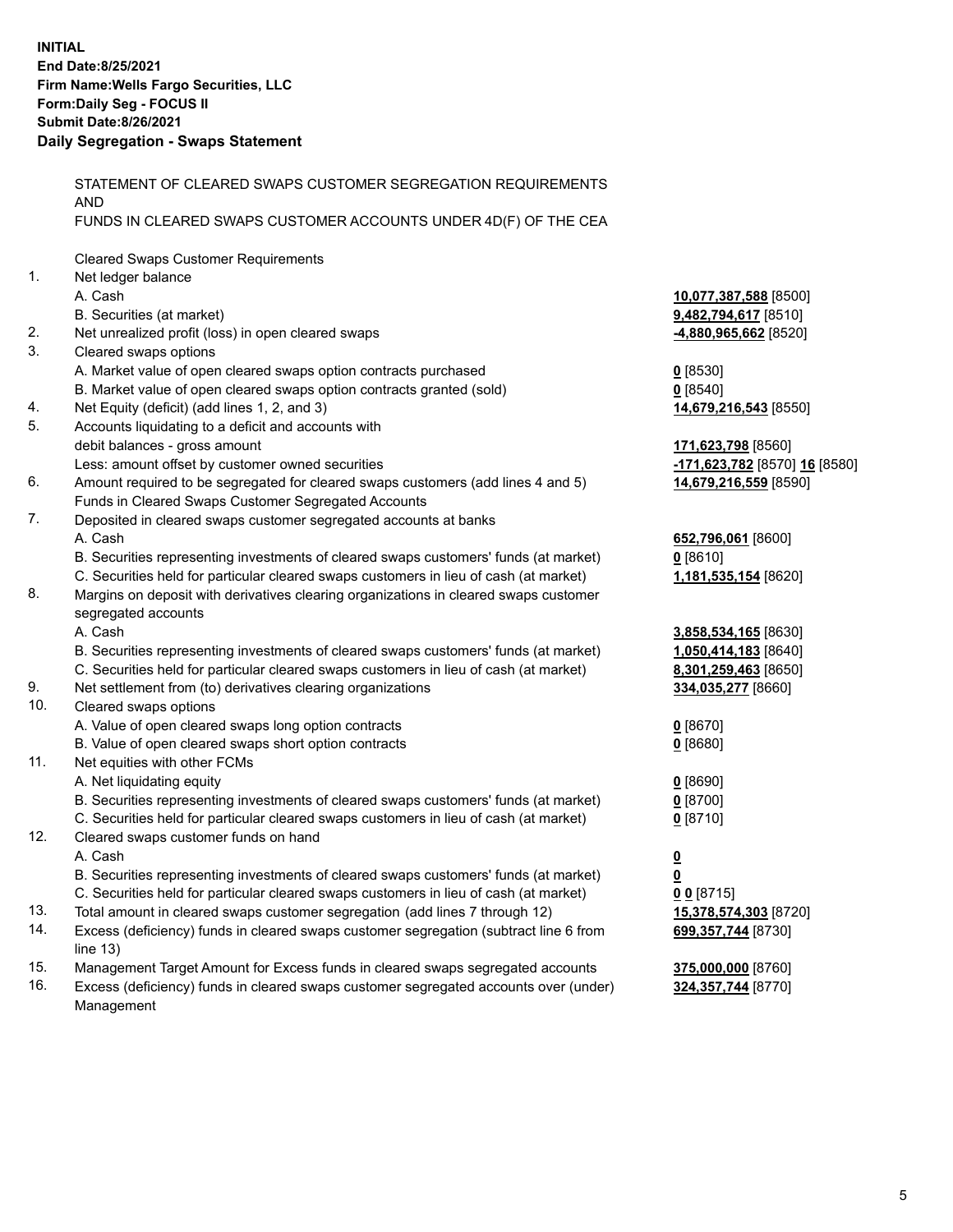**INITIAL**
**End Date:8/25/2021**
**Firm Name:Wells Fargo Securities, LLC**
**Form:Daily Seg - FOCUS II**
**Submit Date:8/26/2021**
**Daily Segregation - Swaps Statement**

STATEMENT OF CLEARED SWAPS CUSTOMER SEGREGATION REQUIREMENTS AND FUNDS IN CLEARED SWAPS CUSTOMER ACCOUNTS UNDER 4D(F) OF THE CEA

| | | |
|---|---|---|
| | Cleared Swaps Customer Requirements | |
| 1. | Net ledger balance | |
| | A. Cash | **10,077,387,588** [8500] |
| | B. Securities (at market) | **9,482,794,617** [8510] |
| 2. | Net unrealized profit (loss) in open cleared swaps | **-4,880,965,662** [8520] |
| 3. | Cleared swaps options | |
| | A. Market value of open cleared swaps option contracts purchased | **0** [8530] |
| | B. Market value of open cleared swaps option contracts granted (sold) | **0** [8540] |
| 4. | Net Equity (deficit) (add lines 1, 2, and 3) | **14,679,216,543** [8550] |
| 5. | Accounts liquidating to a deficit and accounts with debit balances - gross amount | **171,623,798** [8560] |
| | Less: amount offset by customer owned securities | **-171,623,782** [8570] **16** [8580] |
| 6. | Amount required to be segregated for cleared swaps customers (add lines 4 and 5) | **14,679,216,559** [8590] |
| | Funds in Cleared Swaps Customer Segregated Accounts | |
| 7. | Deposited in cleared swaps customer segregated accounts at banks | |
| | A. Cash | **652,796,061** [8600] |
| | B. Securities representing investments of cleared swaps customers' funds (at market) | **0** [8610] |
| | C. Securities held for particular cleared swaps customers in lieu of cash (at market) | **1,181,535,154** [8620] |
| 8. | Margins on deposit with derivatives clearing organizations in cleared swaps customer segregated accounts | |
| | A. Cash | **3,858,534,165** [8630] |
| | B. Securities representing investments of cleared swaps customers' funds (at market) | **1,050,414,183** [8640] |
| | C. Securities held for particular cleared swaps customers in lieu of cash (at market) | **8,301,259,463** [8650] |
| 9. | Net settlement from (to) derivatives clearing organizations | **334,035,277** [8660] |
| 10. | Cleared swaps options | |
| | A. Value of open cleared swaps long option contracts | **0** [8670] |
| | B. Value of open cleared swaps short option contracts | **0** [8680] |
| 11. | Net equities with other FCMs | |
| | A. Net liquidating equity | **0** [8690] |
| | B. Securities representing investments of cleared swaps customers' funds (at market) | **0** [8700] |
| | C. Securities held for particular cleared swaps customers in lieu of cash (at market) | **0** [8710] |
| 12. | Cleared swaps customer funds on hand | |
| | A. Cash | **0** |
| | B. Securities representing investments of cleared swaps customers' funds (at market) | **0** |
| | C. Securities held for particular cleared swaps customers in lieu of cash (at market) | **0** **0** [8715] |
| 13. | Total amount in cleared swaps customer segregation (add lines 7 through 12) | **15,378,574,303** [8720] |
| 14. | Excess (deficiency) funds in cleared swaps customer segregation (subtract line 6 from line 13) | **699,357,744** [8730] |
| 15. | Management Target Amount for Excess funds in cleared swaps segregated accounts | **375,000,000** [8760] |
| 16. | Excess (deficiency) funds in cleared swaps customer segregated accounts over (under) Management | **324,357,744** [8770] |